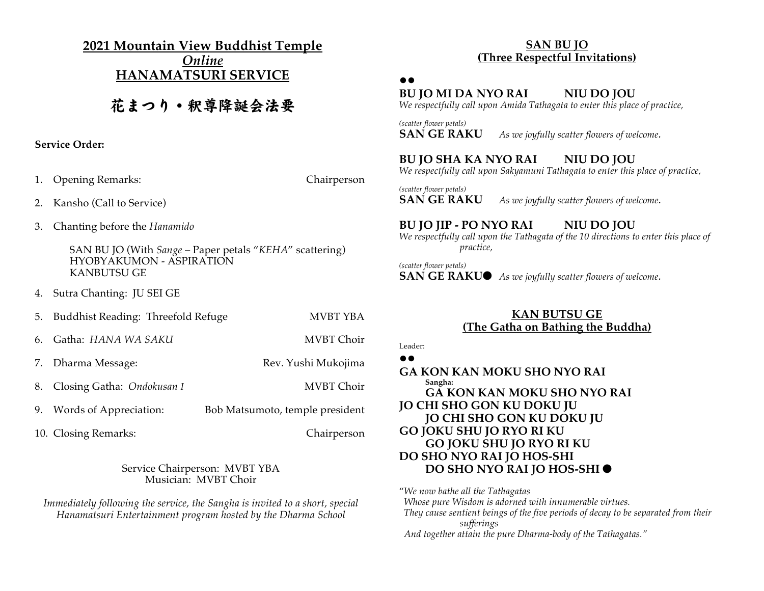# 2021 Mountain View Buddhist Temple *Online* HANAMATSURI SERVICE

# 花まつり・釈尊降誕会法要

**Service Order:**

1. Opening Remarks: Chairperson
2. Kansho (Call to Service)
3. Chanting before the *Hanamido*

   SAN BU JO (With *Sange* – Paper petals "*KEHA*" scattering)
   HYOBYAKUMON - ASPIRATION
   KANBUTSU GE

4. Sutra Chanting: JU SEI GE
5. Buddhist Reading: Threefold Refuge — MVBT YBA
6. Gatha: *HANA WA SAKU* — MVBT Choir
7. Dharma Message: Rev. Yushi Mukojima
8. Closing Gatha: *Ondokusan I* — MVBT Choir
9. Words of Appreciation: Bob Matsumoto, temple president
10. Closing Remarks: Chairperson

Service Chairperson: MVBT YBA
Musician: MVBT Choir

*Immediately following the service, the Sangha is invited to a short, special Hanamatsuri Entertainment program hosted by the Dharma School*

## SAN BU JO (Three Respectful Invitations)

●●

**BU JO MI DA NYO RAI NIU DO JOU**
*We respectfully call upon Amida Tathagata to enter this place of practice,*

*(scatter flower petals)*
**SAN GE RAKU** *As we joyfully scatter flowers of welcome.*

**BU JO SHA KA NYO RAI NIU DO JOU**
*We respectfully call upon Sakyamuni Tathagata to enter this place of practice,*

*(scatter flower petals)*
**SAN GE RAKU** *As we joyfully scatter flowers of welcome.*

**BU JO JIP - PO NYO RAI NIU DO JOU**
*We respectfully call upon the Tathagata of the 10 directions to enter this place of practice,*

*(scatter flower petals)*
**SAN GE RAKU**● *As we joyfully scatter flowers of welcome.*

## KAN BUTSU GE (The Gatha on Bathing the Buddha)

Leader:

●●

**GA KON KAN MOKU SHO NYO RAI**
Sangha:
**GA KON KAN MOKU SHO NYO RAI**
**JO CHI SHO GON KU DOKU JU**
**JO CHI SHO GON KU DOKU JU**
**GO JOKU SHU JO RYO RI KU**
**GO JOKU SHU JO RYO RI KU**
**DO SHO NYO RAI JO HOS-SHI**
**DO SHO NYO RAI JO HOS-SHI** ●

"*We now bathe all the Tathagatas*
*Whose pure Wisdom is adorned with innumerable virtues.*
*They cause sentient beings of the five periods of decay to be separated from their sufferings*
*And together attain the pure Dharma-body of the Tathagatas.*"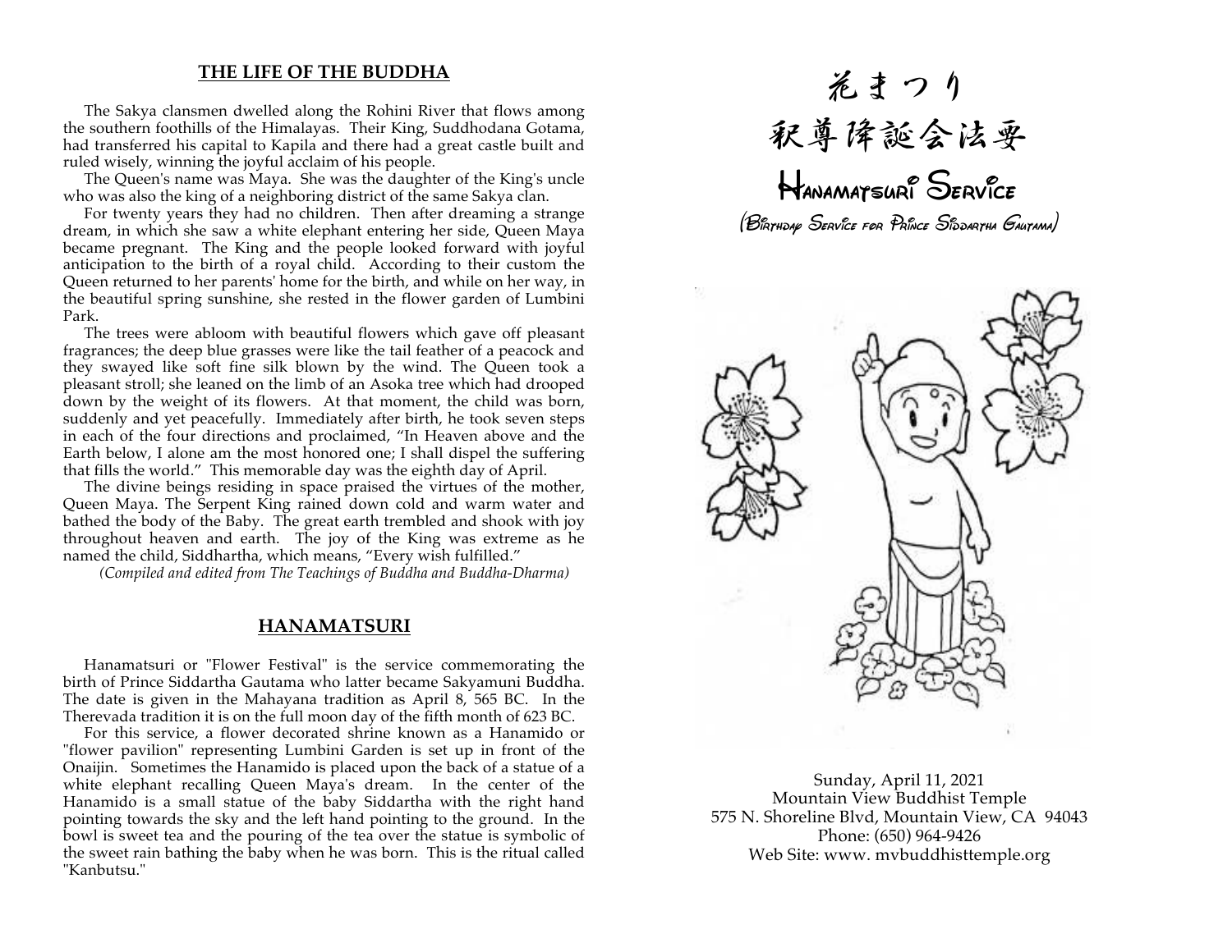## THE LIFE OF THE BUDDHA

The Sakya clansmen dwelled along the Rohini River that flows among the southern foothills of the Himalayas. Their King, Suddhodana Gotama, had transferred his capital to Kapila and there had a great castle built and ruled wisely, winning the joyful acclaim of his people.

The Queen's name was Maya. She was the daughter of the King's uncle who was also the king of a neighboring district of the same Sakya clan.

For twenty years they had no children. Then after dreaming a strange dream, in which she saw a white elephant entering her side, Queen Maya became pregnant. The King and the people looked forward with joyful anticipation to the birth of a royal child. According to their custom the Queen returned to her parents' home for the birth, and while on her way, in the beautiful spring sunshine, she rested in the flower garden of Lumbini Park.

The trees were abloom with beautiful flowers which gave off pleasant fragrances; the deep blue grasses were like the tail feather of a peacock and they swayed like soft fine silk blown by the wind. The Queen took a pleasant stroll; she leaned on the limb of an Asoka tree which had drooped down by the weight of its flowers. At that moment, the child was born, suddenly and yet peacefully. Immediately after birth, he took seven steps in each of the four directions and proclaimed, "In Heaven above and the Earth below, I alone am the most honored one; I shall dispel the suffering that fills the world." This memorable day was the eighth day of April.

The divine beings residing in space praised the virtues of the mother, Queen Maya. The Serpent King rained down cold and warm water and bathed the body of the Baby. The great earth trembled and shook with joy throughout heaven and earth. The joy of the King was extreme as he named the child, Siddhartha, which means, "Every wish fulfilled."

*(Compiled and edited from The Teachings of Buddha and Buddha-Dharma)*

## HANAMATSURI

Hanamatsuri or "Flower Festival" is the service commemorating the birth of Prince Siddartha Gautama who latter became Sakyamuni Buddha. The date is given in the Mahayana tradition as April 8, 565 BC. In the Therevada tradition it is on the full moon day of the fifth month of 623 BC.

For this service, a flower decorated shrine known as a Hanamido or "flower pavilion" representing Lumbini Garden is set up in front of the Onaijin. Sometimes the Hanamido is placed upon the back of a statue of a white elephant recalling Queen Maya's dream. In the center of the Hanamido is a small statue of the baby Siddartha with the right hand pointing towards the sky and the left hand pointing to the ground. In the bowl is sweet tea and the pouring of the tea over the statue is symbolic of the sweet rain bathing the baby when he was born. This is the ritual called "Kanbutsu."

# 花まつり
# 釈尊降誕会法要
# Hanamatsuri Service

*(Birthday Service for Prince Siddartha Gautama)*

Sunday, April 11, 2021
Mountain View Buddhist Temple
575 N. Shoreline Blvd, Mountain View, CA 94043
Phone: (650) 964-9426
Web Site: www. mvbuddhisttemple.org